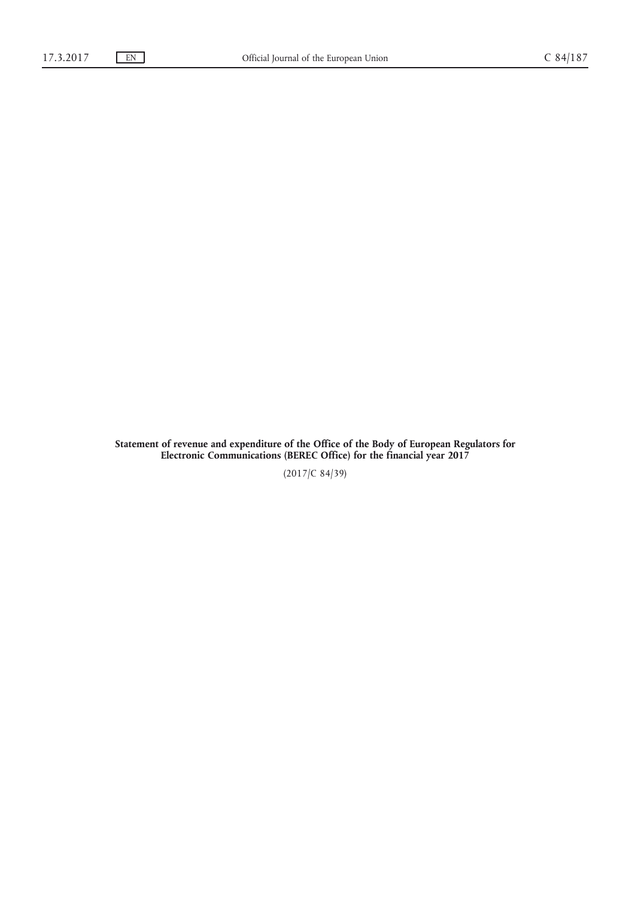**Statement of revenue and expenditure of the Office of the Body of European Regulators for Electronic Communications (BEREC Office) for the financial year 2017**

(2017/C 84/39)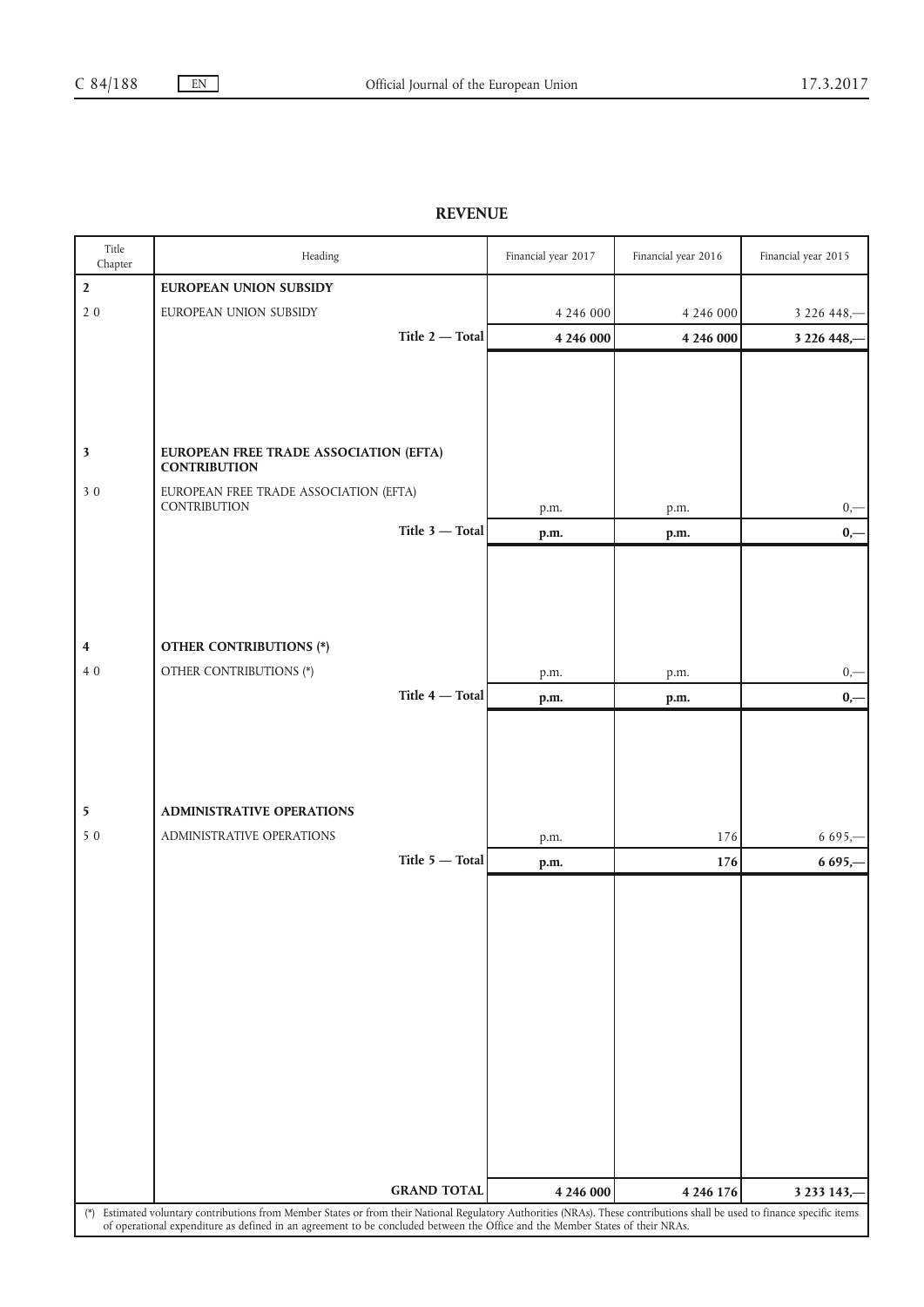## REVENUE

| Title Chapter | Heading | Financial year 2017 | Financial year 2016 | Financial year 2015 |
|---|---|---|---|---|
| **2** | **EUROPEAN UNION SUBSIDY** | | | |
| 2 0 | EUROPEAN UNION SUBSIDY | 4 246 000 | 4 246 000 | 3 226 448,— |
| | **Title 2 — Total** | **4 246 000** | **4 246 000** | **3 226 448,—** |
| **3** | **EUROPEAN FREE TRADE ASSOCIATION (EFTA) CONTRIBUTION** | | | |
| 3 0 | EUROPEAN FREE TRADE ASSOCIATION (EFTA) CONTRIBUTION | p.m. | p.m. | 0,— |
| | **Title 3 — Total** | **p.m.** | **p.m.** | **0,—** |
| **4** | **OTHER CONTRIBUTIONS (*)** | | | |
| 4 0 | OTHER CONTRIBUTIONS (*) | p.m. | p.m. | 0,— |
| | **Title 4 — Total** | **p.m.** | **p.m.** | **0,—** |
| **5** | **ADMINISTRATIVE OPERATIONS** | | | |
| 5 0 | ADMINISTRATIVE OPERATIONS | p.m. | 176 | 6 695,— |
| | **Title 5 — Total** | **p.m.** | **176** | **6 695,—** |
| | **GRAND TOTAL** | **4 246 000** | **4 246 176** | **3 233 143,—** |

(*) Estimated voluntary contributions from Member States or from their National Regulatory Authorities (NRAs). These contributions shall be used to finance specific items of operational expenditure as defined in an agreement to be concluded between the Office and the Member States of their NRAs.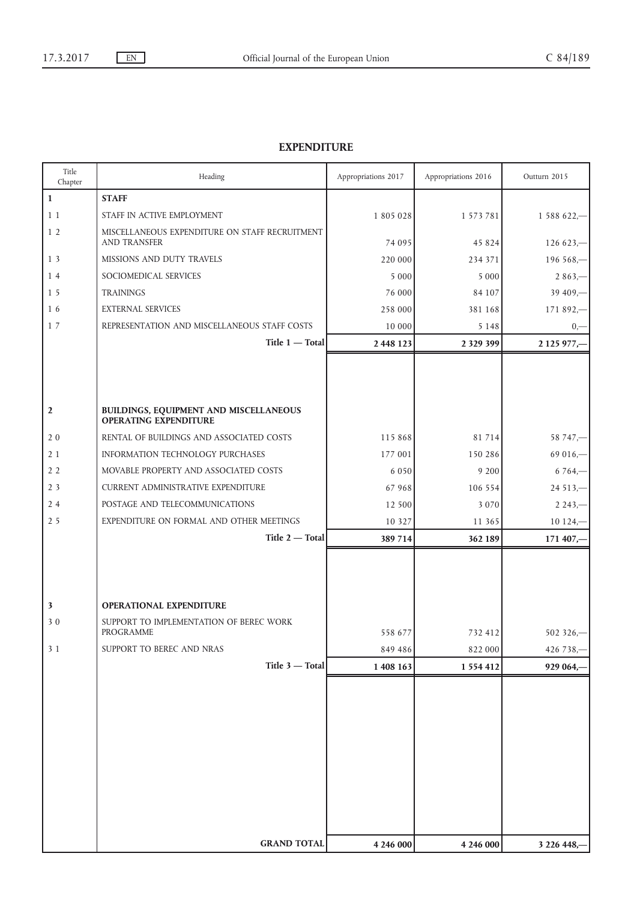## EXPENDITURE

| Title Chapter | Heading | Appropriations 2017 | Appropriations 2016 | Outturn 2015 |
|---|---|---|---|---|
| **1** | **STAFF** | | | |
| 1 1 | STAFF IN ACTIVE EMPLOYMENT | 1 805 028 | 1 573 781 | 1 588 622,— |
| 1 2 | MISCELLANEOUS EXPENDITURE ON STAFF RECRUITMENT AND TRANSFER | 74 095 | 45 824 | 126 623,— |
| 1 3 | MISSIONS AND DUTY TRAVELS | 220 000 | 234 371 | 196 568,— |
| 1 4 | SOCIOMEDICAL SERVICES | 5 000 | 5 000 | 2 863,— |
| 1 5 | TRAININGS | 76 000 | 84 107 | 39 409,— |
| 1 6 | EXTERNAL SERVICES | 258 000 | 381 168 | 171 892,— |
| 1 7 | REPRESENTATION AND MISCELLANEOUS STAFF COSTS | 10 000 | 5 148 | 0,— |
| | **Title 1 — Total** | **2 448 123** | **2 329 399** | **2 125 977,—** |
| **2** | **BUILDINGS, EQUIPMENT AND MISCELLANEOUS OPERATING EXPENDITURE** | | | |
| 2 0 | RENTAL OF BUILDINGS AND ASSOCIATED COSTS | 115 868 | 81 714 | 58 747,— |
| 2 1 | INFORMATION TECHNOLOGY PURCHASES | 177 001 | 150 286 | 69 016,— |
| 2 2 | MOVABLE PROPERTY AND ASSOCIATED COSTS | 6 050 | 9 200 | 6 764,— |
| 2 3 | CURRENT ADMINISTRATIVE EXPENDITURE | 67 968 | 106 554 | 24 513,— |
| 2 4 | POSTAGE AND TELECOMMUNICATIONS | 12 500 | 3 070 | 2 243,— |
| 2 5 | EXPENDITURE ON FORMAL AND OTHER MEETINGS | 10 327 | 11 365 | 10 124,— |
| | **Title 2 — Total** | **389 714** | **362 189** | **171 407,—** |
| **3** | **OPERATIONAL EXPENDITURE** | | | |
| 3 0 | SUPPORT TO IMPLEMENTATION OF BEREC WORK PROGRAMME | 558 677 | 732 412 | 502 326,— |
| 3 1 | SUPPORT TO BEREC AND NRAS | 849 486 | 822 000 | 426 738,— |
| | **Title 3 — Total** | **1 408 163** | **1 554 412** | **929 064,—** |
| | **GRAND TOTAL** | **4 246 000** | **4 246 000** | **3 226 448,—** |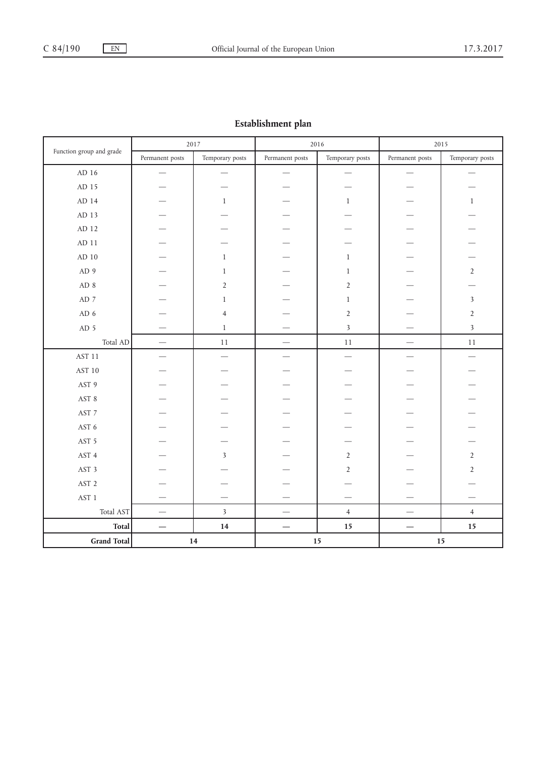## Establishment plan

| Function group and grade | 2017 | | 2016 | | 2015 | |
|---|---|---|---|---|---|---|
| | Permanent posts | Temporary posts | Permanent posts | Temporary posts | Permanent posts | Temporary posts |
| AD 16 | — | — | — | — | — | — |
| AD 15 | — | — | — | — | — | — |
| AD 14 | — | 1 | — | 1 | — | 1 |
| AD 13 | — | — | — | — | — | — |
| AD 12 | — | — | — | — | — | — |
| AD 11 | — | — | — | — | — | — |
| AD 10 | — | 1 | — | 1 | — | — |
| AD 9 | — | 1 | — | 1 | — | 2 |
| AD 8 | — | 2 | — | 2 | — | — |
| AD 7 | — | 1 | — | 1 | — | 3 |
| AD 6 | — | 4 | — | 2 | — | 2 |
| AD 5 | — | 1 | — | 3 | — | 3 |
| Total AD | — | 11 | — | 11 | — | 11 |
| AST 11 | — | — | — | — | — | — |
| AST 10 | — | — | — | — | — | — |
| AST 9 | — | — | — | — | — | — |
| AST 8 | — | — | — | — | — | — |
| AST 7 | — | — | — | — | — | — |
| AST 6 | — | — | — | — | — | — |
| AST 5 | — | — | — | — | — | — |
| AST 4 | — | 3 | — | 2 | — | 2 |
| AST 3 | — | — | — | 2 | — | 2 |
| AST 2 | — | — | — | — | — | — |
| AST 1 | — | — | — | — | — | — |
| Total AST | — | 3 | — | 4 | — | 4 |
| **Total** | **—** | **14** | **—** | **15** | **—** | **15** |
| **Grand Total** | **14** | | **15** | | **15** | |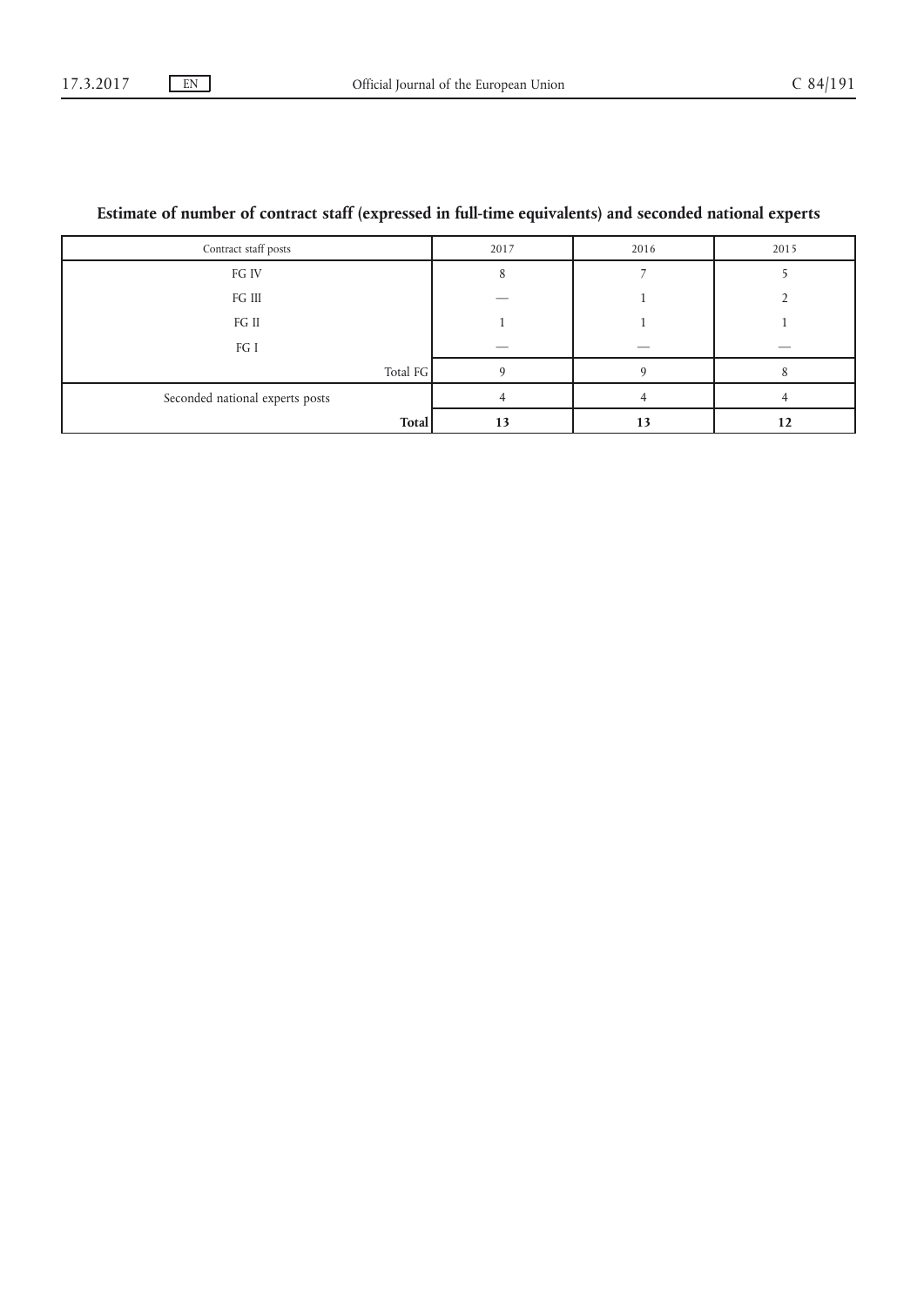## Estimate of number of contract staff (expressed in full-time equivalents) and seconded national experts

| Contract staff posts | 2017 | 2016 | 2015 |
|---|---|---|---|
| FG IV | 8 | 7 | 5 |
| FG III | — | 1 | 2 |
| FG II | 1 | 1 | 1 |
| FG I | — | — | — |
| Total FG | 9 | 9 | 8 |
| Seconded national experts posts | 4 | 4 | 4 |
| **Total** | **13** | **13** | **12** |